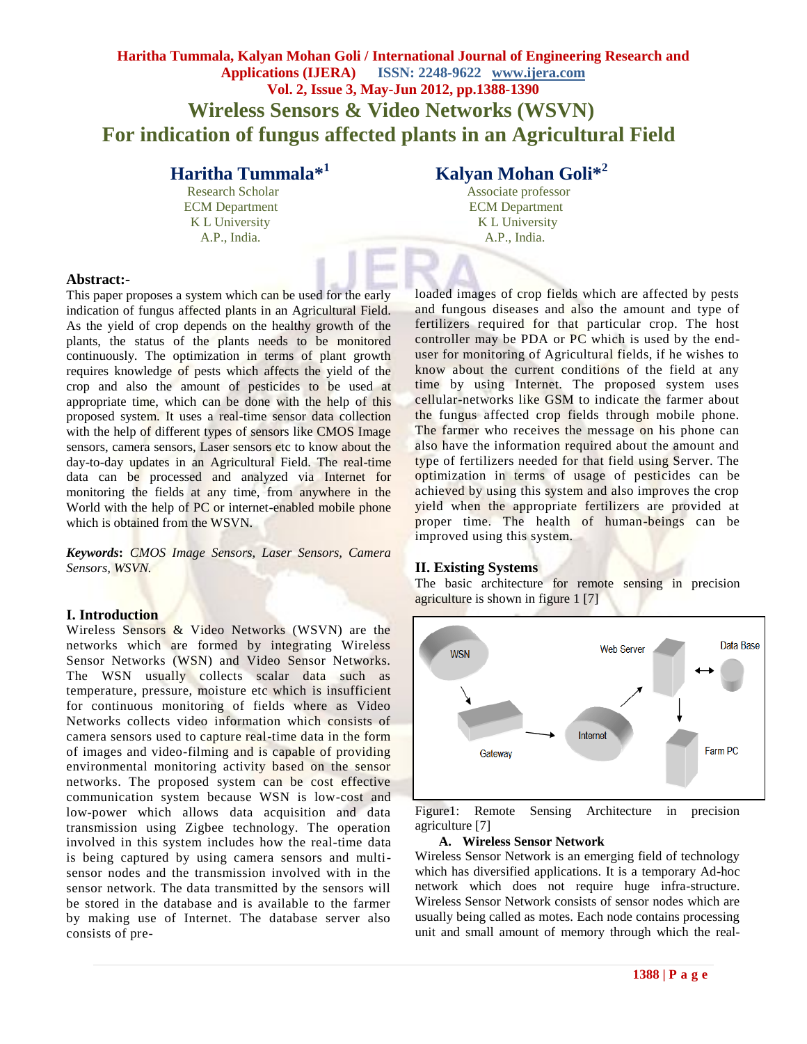# Wireless Sensors & Video Networks (WSVN) For indication of fungus affected plants in an Agricultural Field

**Haritha Tummala*[1]**
Research Scholar
ECM Department
K L University
A.P., India.

**Kalyan Mohan Goli*[2]**
Associate professor
ECM Department
K L University
A.P., India.

### Abstract:-

This paper proposes a system which can be used for the early indication of fungus affected plants in an Agricultural Field. As the yield of crop depends on the healthy growth of the plants, the status of the plants needs to be monitored continuously. The optimization in terms of plant growth requires knowledge of pests which affects the yield of the crop and also the amount of pesticides to be used at appropriate time, which can be done with the help of this proposed system. It uses a real-time sensor data collection with the help of different types of sensors like CMOS Image sensors, camera sensors, Laser sensors etc to know about the day-to-day updates in an Agricultural Field. The real-time data can be processed and analyzed via Internet for monitoring the fields at any time, from anywhere in the World with the help of PC or internet-enabled mobile phone which is obtained from the WSVN.

***Keywords*: *CMOS Image Sensors, Laser Sensors, Camera Sensors, WSVN.***

## I. Introduction

Wireless Sensors & Video Networks (WSVN) are the networks which are formed by integrating Wireless Sensor Networks (WSN) and Video Sensor Networks. The WSN usually collects scalar data such as temperature, pressure, moisture etc which is insufficient for continuous monitoring of fields where as Video Networks collects video information which consists of camera sensors used to capture real-time data in the form of images and video-filming and is capable of providing environmental monitoring activity based on the sensor networks. The proposed system can be cost effective communication system because WSN is low-cost and low-power which allows data acquisition and data transmission using Zigbee technology. The operation involved in this system includes how the real-time data is being captured by using camera sensors and multi-sensor nodes and the transmission involved with in the sensor network. The data transmitted by the sensors will be stored in the database and is available to the farmer by making use of Internet. The database server also consists of pre-loaded images of crop fields which are affected by pests and fungous diseases and also the amount and type of fertilizers required for that particular crop. The host controller may be PDA or PC which is used by the end-user for monitoring of Agricultural fields, if he wishes to know about the current conditions of the field at any time by using Internet. The proposed system uses cellular-networks like GSM to indicate the farmer about the fungus affected crop fields through mobile phone. The farmer who receives the message on his phone can also have the information required about the amount and type of fertilizers needed for that field using Server. The optimization in terms of usage of pesticides can be achieved by using this system and also improves the crop yield when the appropriate fertilizers are provided at proper time. The health of human-beings can be improved using this system.

## II. Existing Systems

The basic architecture for remote sensing in precision agriculture is shown in figure 1 [7]

WSN
Gateway
Internet
Web Server
Data Base
Farm PC

Figure1: Remote Sensing Architecture in precision agriculture [7]

### A. Wireless Sensor Network

Wireless Sensor Network is an emerging field of technology which has diversified applications. It is a temporary Ad-hoc network which does not require huge infra-structure. Wireless Sensor Network consists of sensor nodes which are usually being called as motes. Each node contains processing unit and small amount of memory through which the real-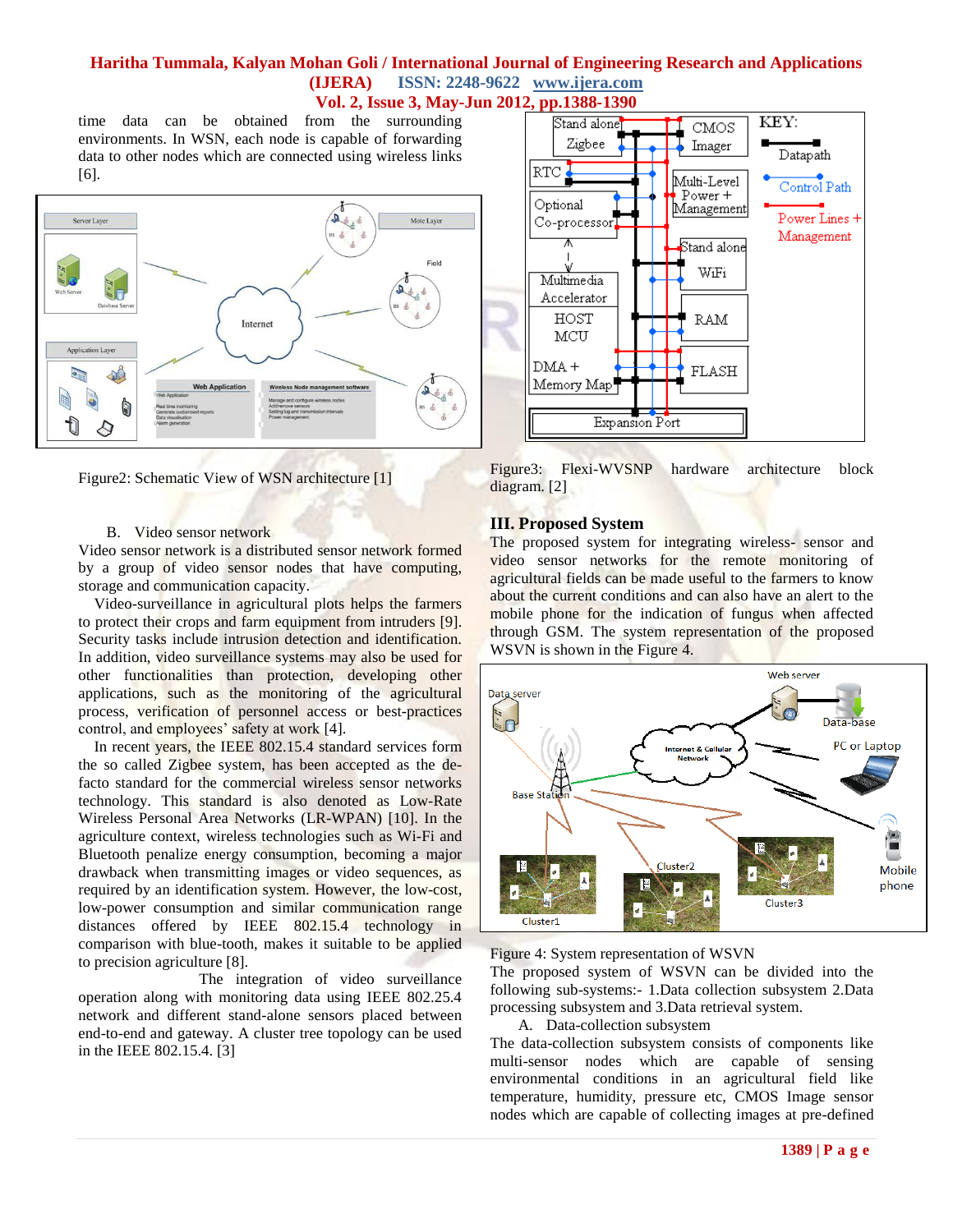time data can be obtained from the surrounding environments. In WSN, each node is capable of forwarding data to other nodes which are connected using wireless links [6].

Figure2: Schematic View of WSN architecture [1]

B. Video sensor network

Video sensor network is a distributed sensor network formed by a group of video sensor nodes that have computing, storage and communication capacity.

Video-surveillance in agricultural plots helps the farmers to protect their crops and farm equipment from intruders [9]. Security tasks include intrusion detection and identification. In addition, video surveillance systems may also be used for other functionalities than protection, developing other applications, such as the monitoring of the agricultural process, verification of personnel access or best-practices control, and employees' safety at work [4].

In recent years, the IEEE 802.15.4 standard services form the so called Zigbee system, has been accepted as the de-facto standard for the commercial wireless sensor networks technology. This standard is also denoted as Low-Rate Wireless Personal Area Networks (LR-WPAN) [10]. In the agriculture context, wireless technologies such as Wi-Fi and Bluetooth penalize energy consumption, becoming a major drawback when transmitting images or video sequences, as required by an identification system. However, the low-cost, low-power consumption and similar communication range distances offered by IEEE 802.15.4 technology in comparison with blue-tooth, makes it suitable to be applied to precision agriculture [8].

The integration of video surveillance operation along with monitoring data using IEEE 802.25.4 network and different stand-alone sensors placed between end-to-end and gateway. A cluster tree topology can be used in the IEEE 802.15.4. [3]

Figure3: Flexi-WVSNP hardware architecture block diagram. [2]

## III. Proposed System

The proposed system for integrating wireless- sensor and video sensor networks for the remote monitoring of agricultural fields can be made useful to the farmers to know about the current conditions and can also have an alert to the mobile phone for the indication of fungus when affected through GSM. The system representation of the proposed WSVN is shown in the Figure 4.

Figure 4: System representation of WSVN

The proposed system of WSVN can be divided into the following sub-systems:- 1.Data collection subsystem 2.Data processing subsystem and 3.Data retrieval system.

A. Data-collection subsystem

The data-collection subsystem consists of components like multi-sensor nodes which are capable of sensing environmental conditions in an agricultural field like temperature, humidity, pressure etc, CMOS Image sensor nodes which are capable of collecting images at pre-defined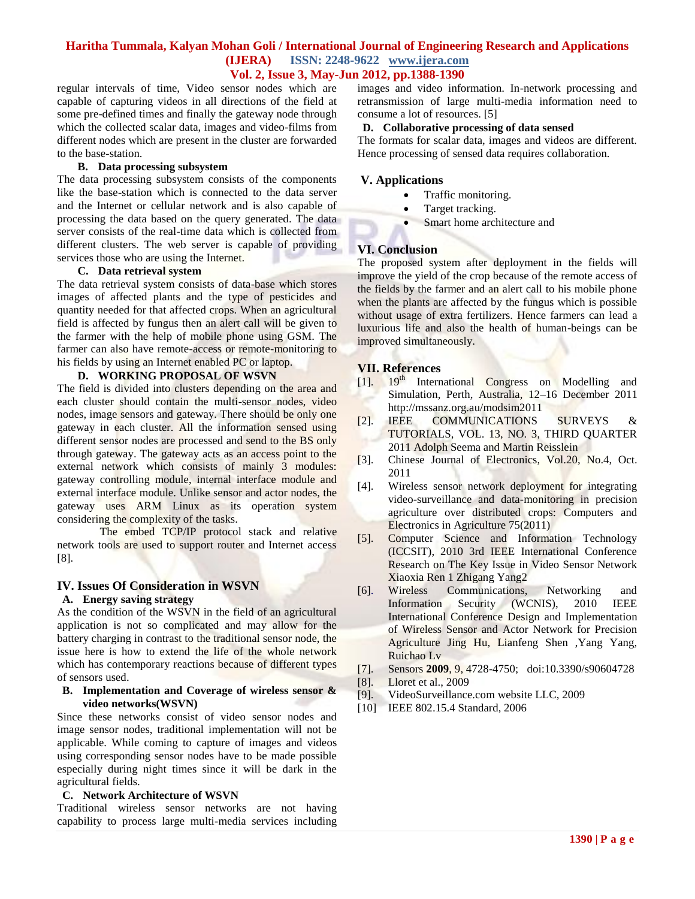regular intervals of time, Video sensor nodes which are capable of capturing videos in all directions of the field at some pre-defined times and finally the gateway node through which the collected scalar data, images and video-films from different nodes which are present in the cluster are forwarded to the base-station.

### B. Data processing subsystem

The data processing subsystem consists of the components like the base-station which is connected to the data server and the Internet or cellular network and is also capable of processing the data based on the query generated. The data server consists of the real-time data which is collected from different clusters. The web server is capable of providing services those who are using the Internet.

### C. Data retrieval system

The data retrieval system consists of data-base which stores images of affected plants and the type of pesticides and quantity needed for that affected crops. When an agricultural field is affected by fungus then an alert call will be given to the farmer with the help of mobile phone using GSM. The farmer can also have remote-access or remote-monitoring to his fields by using an Internet enabled PC or laptop.

### D. WORKING PROPOSAL OF WSVN

The field is divided into clusters depending on the area and each cluster should contain the multi-sensor nodes, video nodes, image sensors and gateway. There should be only one gateway in each cluster. All the information sensed using different sensor nodes are processed and send to the BS only through gateway. The gateway acts as an access point to the external network which consists of mainly 3 modules: gateway controlling module, internal interface module and external interface module. Unlike sensor and actor nodes, the gateway uses ARM Linux as its operation system considering the complexity of the tasks.

The embed TCP/IP protocol stack and relative network tools are used to support router and Internet access [8].

## IV. Issues Of Consideration in WSVN

### A. Energy saving strategy

As the condition of the WSVN in the field of an agricultural application is not so complicated and may allow for the battery charging in contrast to the traditional sensor node, the issue here is how to extend the life of the whole network which has contemporary reactions because of different types of sensors used.

### B. Implementation and Coverage of wireless sensor & video networks(WSVN)

Since these networks consist of video sensor nodes and image sensor nodes, traditional implementation will not be applicable. While coming to capture of images and videos using corresponding sensor nodes have to be made possible especially during night times since it will be dark in the agricultural fields.

### C. Network Architecture of WSVN

Traditional wireless sensor networks are not having capability to process large multi-media services including images and video information. In-network processing and retransmission of large multi-media information need to consume a lot of resources. [5]

### D. Collaborative processing of data sensed

The formats for scalar data, images and videos are different. Hence processing of sensed data requires collaboration.

## V. Applications

- Traffic monitoring.
- Target tracking.
- Smart home architecture and

## VI. Conclusion

The proposed system after deployment in the fields will improve the yield of the crop because of the remote access of the fields by the farmer and an alert call to his mobile phone when the plants are affected by the fungus which is possible without usage of extra fertilizers. Hence farmers can lead a luxurious life and also the health of human-beings can be improved simultaneously.

## VII. References

[1]. 19th International Congress on Modelling and Simulation, Perth, Australia, 12–16 December 2011 http://mssanz.org.au/modsim2011

[2]. IEEE COMMUNICATIONS SURVEYS & TUTORIALS, VOL. 13, NO. 3, THIRD QUARTER 2011 Adolph Seema and Martin Reisslein

[3]. Chinese Journal of Electronics, Vol.20, No.4, Oct. 2011

[4]. Wireless sensor network deployment for integrating video-surveillance and data-monitoring in precision agriculture over distributed crops: Computers and Electronics in Agriculture 75(2011)

[5]. Computer Science and Information Technology (ICCSIT), 2010 3rd IEEE International Conference Research on The Key Issue in Video Sensor Network Xiaoxia Ren 1 Zhigang Yang2

[6]. Wireless Communications, Networking and Information Security (WCNIS), 2010 IEEE International Conference Design and Implementation of Wireless Sensor and Actor Network for Precision Agriculture Jing Hu, Lianfeng Shen ,Yang Yang, Ruichao Lv

[7]. Sensors **2009**, 9, 4728-4750; doi:10.3390/s90604728

[8]. Lloret et al., 2009

[9]. VideoSurveillance.com website LLC, 2009

[10] IEEE 802.15.4 Standard, 2006